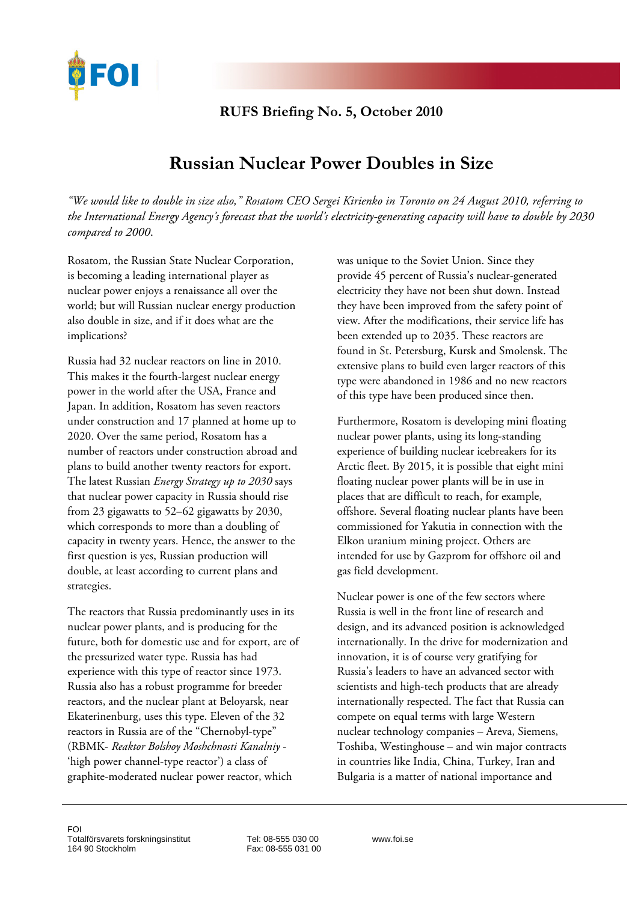**RUFS Briefing No. 5, October 2010**

# Russian Nuclear Power Doubles in Size

*"We would like to double in size also," Rosatom CEO Sergei Kirienko in Toronto on 24 August 2010, referring to the International Energy Agency's forecast that the world's electricity-generating capacity will have to double by 2030 compared to 2000.*

Rosatom, the Russian State Nuclear Corporation, is becoming a leading international player as nuclear power enjoys a renaissance all over the world; but will Russian nuclear energy production also double in size, and if it does what are the implications?

Russia had 32 nuclear reactors on line in 2010. This makes it the fourth-largest nuclear energy power in the world after the USA, France and Japan. In addition, Rosatom has seven reactors under construction and 17 planned at home up to 2020. Over the same period, Rosatom has a number of reactors under construction abroad and plans to build another twenty reactors for export. The latest Russian *Energy Strategy up to 2030* says that nuclear power capacity in Russia should rise from 23 gigawatts to 52–62 gigawatts by 2030, which corresponds to more than a doubling of capacity in twenty years. Hence, the answer to the first question is yes, Russian production will double, at least according to current plans and strategies.

The reactors that Russia predominantly uses in its nuclear power plants, and is producing for the future, both for domestic use and for export, are of the pressurized water type. Russia has had experience with this type of reactor since 1973. Russia also has a robust programme for breeder reactors, and the nuclear plant at Beloyarsk, near Ekaterinenburg, uses this type. Eleven of the 32 reactors in Russia are of the "Chernobyl-type" (RBMK- *Reaktor Bolshoy Moshchnosti Kanalniy* - 'high power channel-type reactor') a class of graphite-moderated nuclear power reactor, which was unique to the Soviet Union. Since they provide 45 percent of Russia's nuclear-generated electricity they have not been shut down. Instead they have been improved from the safety point of view. After the modifications, their service life has been extended up to 2035. These reactors are found in St. Petersburg, Kursk and Smolensk. The extensive plans to build even larger reactors of this type were abandoned in 1986 and no new reactors of this type have been produced since then.

Furthermore, Rosatom is developing mini floating nuclear power plants, using its long-standing experience of building nuclear icebreakers for its Arctic fleet. By 2015, it is possible that eight mini floating nuclear power plants will be in use in places that are difficult to reach, for example, offshore. Several floating nuclear plants have been commissioned for Yakutia in connection with the Elkon uranium mining project. Others are intended for use by Gazprom for offshore oil and gas field development.

Nuclear power is one of the few sectors where Russia is well in the front line of research and design, and its advanced position is acknowledged internationally. In the drive for modernization and innovation, it is of course very gratifying for Russia's leaders to have an advanced sector with scientists and high-tech products that are already internationally respected. The fact that Russia can compete on equal terms with large Western nuclear technology companies – Areva, Siemens, Toshiba, Westinghouse – and win major contracts in countries like India, China, Turkey, Iran and Bulgaria is a matter of national importance and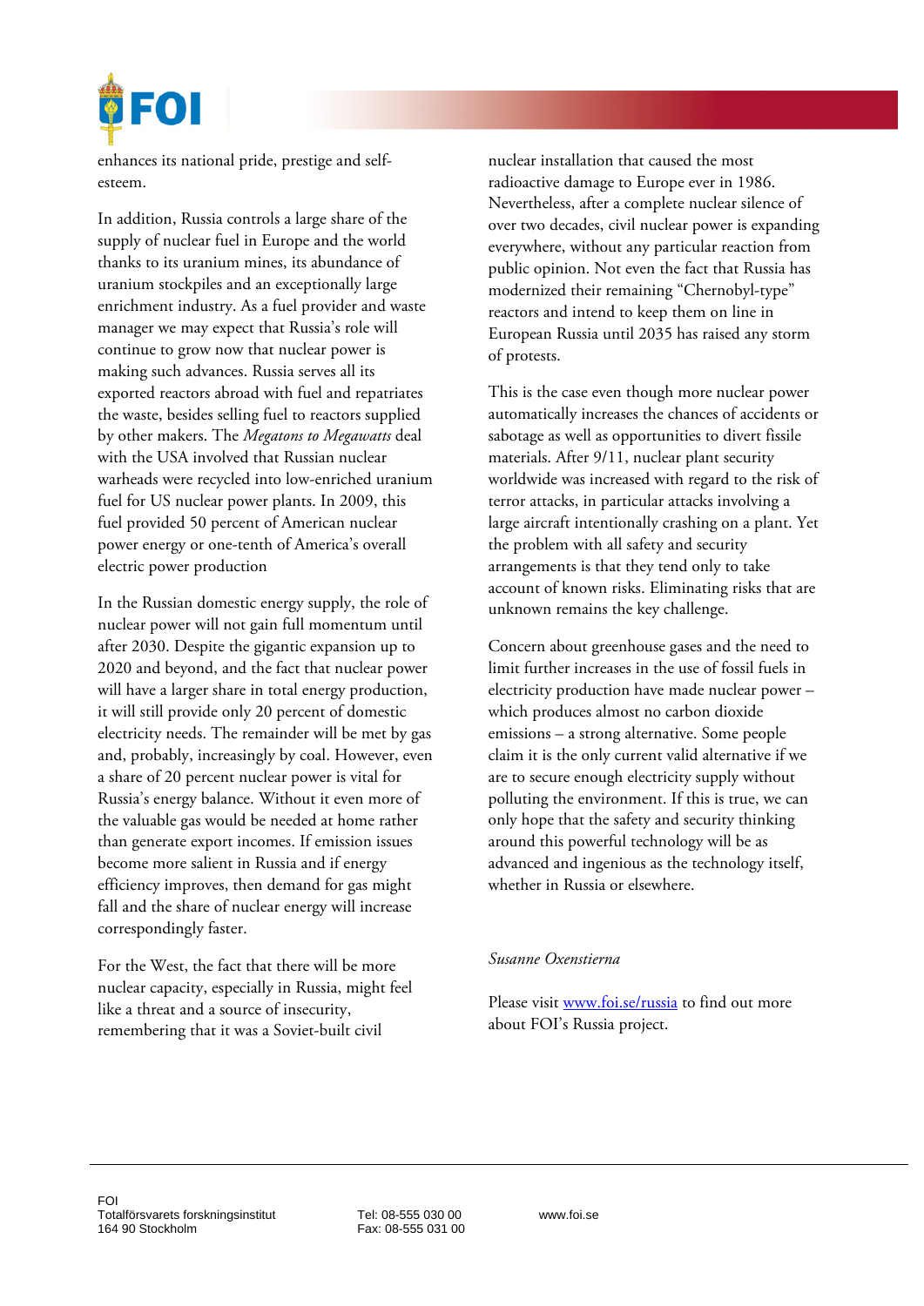enhances its national pride, prestige and self-esteem.

In addition, Russia controls a large share of the supply of nuclear fuel in Europe and the world thanks to its uranium mines, its abundance of uranium stockpiles and an exceptionally large enrichment industry. As a fuel provider and waste manager we may expect that Russia's role will continue to grow now that nuclear power is making such advances. Russia serves all its exported reactors abroad with fuel and repatriates the waste, besides selling fuel to reactors supplied by other makers. The *Megatons to Megawatts* deal with the USA involved that Russian nuclear warheads were recycled into low-enriched uranium fuel for US nuclear power plants. In 2009, this fuel provided 50 percent of American nuclear power energy or one-tenth of America's overall electric power production

In the Russian domestic energy supply, the role of nuclear power will not gain full momentum until after 2030. Despite the gigantic expansion up to 2020 and beyond, and the fact that nuclear power will have a larger share in total energy production, it will still provide only 20 percent of domestic electricity needs. The remainder will be met by gas and, probably, increasingly by coal. However, even a share of 20 percent nuclear power is vital for Russia's energy balance. Without it even more of the valuable gas would be needed at home rather than generate export incomes. If emission issues become more salient in Russia and if energy efficiency improves, then demand for gas might fall and the share of nuclear energy will increase correspondingly faster.

For the West, the fact that there will be more nuclear capacity, especially in Russia, might feel like a threat and a source of insecurity, remembering that it was a Soviet-built civil nuclear installation that caused the most radioactive damage to Europe ever in 1986. Nevertheless, after a complete nuclear silence of over two decades, civil nuclear power is expanding everywhere, without any particular reaction from public opinion. Not even the fact that Russia has modernized their remaining "Chernobyl-type" reactors and intend to keep them on line in European Russia until 2035 has raised any storm of protests.

This is the case even though more nuclear power automatically increases the chances of accidents or sabotage as well as opportunities to divert fissile materials. After 9/11, nuclear plant security worldwide was increased with regard to the risk of terror attacks, in particular attacks involving a large aircraft intentionally crashing on a plant. Yet the problem with all safety and security arrangements is that they tend only to take account of known risks. Eliminating risks that are unknown remains the key challenge.

Concern about greenhouse gases and the need to limit further increases in the use of fossil fuels in electricity production have made nuclear power – which produces almost no carbon dioxide emissions – a strong alternative. Some people claim it is the only current valid alternative if we are to secure enough electricity supply without polluting the environment. If this is true, we can only hope that the safety and security thinking around this powerful technology will be as advanced and ingenious as the technology itself, whether in Russia or elsewhere.

*Susanne Oxenstierna*

Please visit [www.foi.se/russia](www.foi.se/russia) to find out more about FOI's Russia project.

FOI
Totalförsvarets forskningsinstitut
164 90 Stockholm

Tel: 08-555 030 00
Fax: 08-555 031 00

www.foi.se